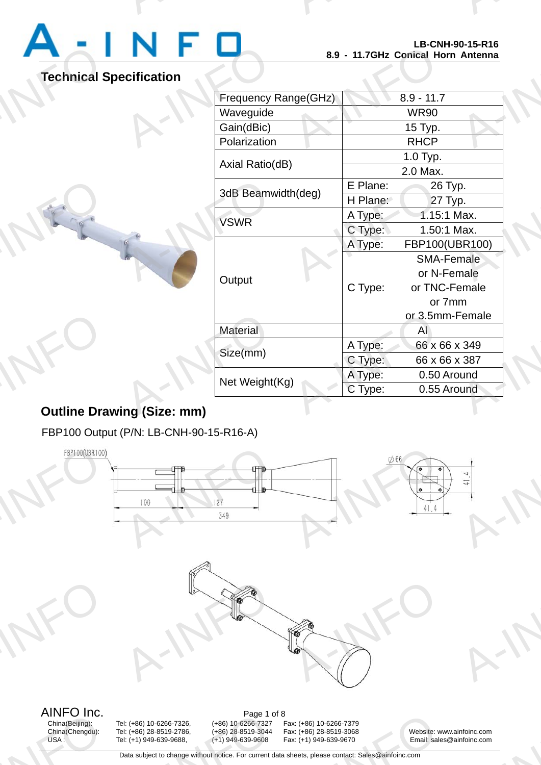LB-CNH-90-15-R16
8.9 - 11.7GHz Conical Horn Antenna

## Technical Specification

| Frequency Range(GHz) | | 8.9 - 11.7 |
|---|---|---|
| Waveguide | | WR90 |
| Gain(dBic) | | 15 Typ. |
| Polarization | | RHCP |
| Axial Ratio(dB) | | 1.0 Typ. |
| | | 2.0 Max. |
| 3dB Beamwidth(deg) | E Plane: | 26 Typ. |
| | H Plane: | 27 Typ. |
| VSWR | A Type: | 1.15:1 Max. |
| | C Type: | 1.50:1 Max. |
| Output | A Type: | FBP100(UBR100) |
| | C Type: | SMA-Female or N-Female or TNC-Female or 7mm or 3.5mm-Female |
| Material | | Al |
| Size(mm) | A Type: | 66 x 66 x 349 |
| | C Type: | 66 x 66 x 387 |
| Net Weight(Kg) | A Type: | 0.50 Around |
| | C Type: | 0.55 Around |

## Outline Drawing (Size: mm)

FBP100 Output (P/N: LB-CNH-90-15-R16-A)

FBP100(UBR100)

100 127 349

∅66 41.4 41.4

AINFO Inc.

China(Beijing): Tel: (+86) 10-6266-7326, (+86) 10-6266-7327 Fax: (+86) 10-6266-7379
China(Chengdu): Tel: (+86) 28-8519-2786, (+86) 28-8519-3044 Fax: (+86) 28-8519-3068
USA : Tel: (+1) 949-639-9688, (+1) 949-639-9608 Fax: (+1) 949-639-9670

Website: www.ainfoinc.com
Email: sales@ainfoinc.com

Data subject to change without notice. For current data sheets, please contact: Sales@ainfoinc.com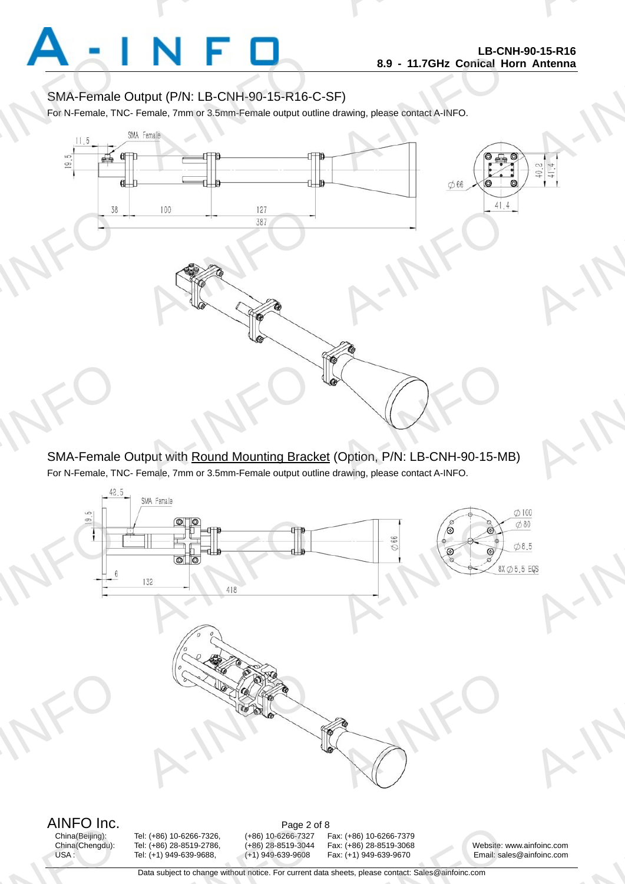## SMA-Female Output (P/N: LB-CNH-90-15-R16-C-SF)

For N-Female, TNC- Female, 7mm or 3.5mm-Female output outline drawing, please contact A-INFO.

## SMA-Female Output with Round Mounting Bracket (Option, P/N: LB-CNH-90-15-MB)

For N-Female, TNC- Female, 7mm or 3.5mm-Female output outline drawing, please contact A-INFO.

**AINFO Inc.**

| | | | |
|---|---|---|---|
| China(Beijing): | Tel: (+86) 10-6266-7326, | (+86) 10-6266-7327 | Fax: (+86) 10-6266-7379 |
| China(Chengdu): | Tel: (+86) 28-8519-2786, | (+86) 28-8519-3044 | Fax: (+86) 28-8519-3068 |
| USA : | Tel: (+1) 949-639-9688, | (+1) 949-639-9608 | Fax: (+1) 949-639-9670 |

Website: www.ainfoinc.com
Email: sales@ainfoinc.com

Data subject to change without notice. For current data sheets, please contact: Sales@ainfoinc.com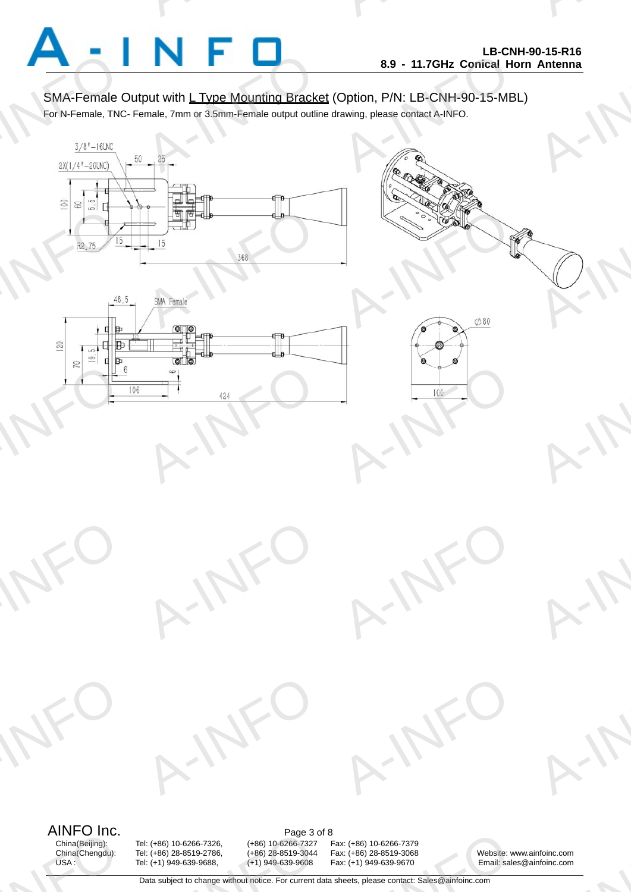SMA-Female Output with L Type Mounting Bracket (Option, P/N: LB-CNH-90-15-MBL)

For N-Female, TNC- Female, 7mm or 3.5mm-Female output outline drawing, please contact A-INFO.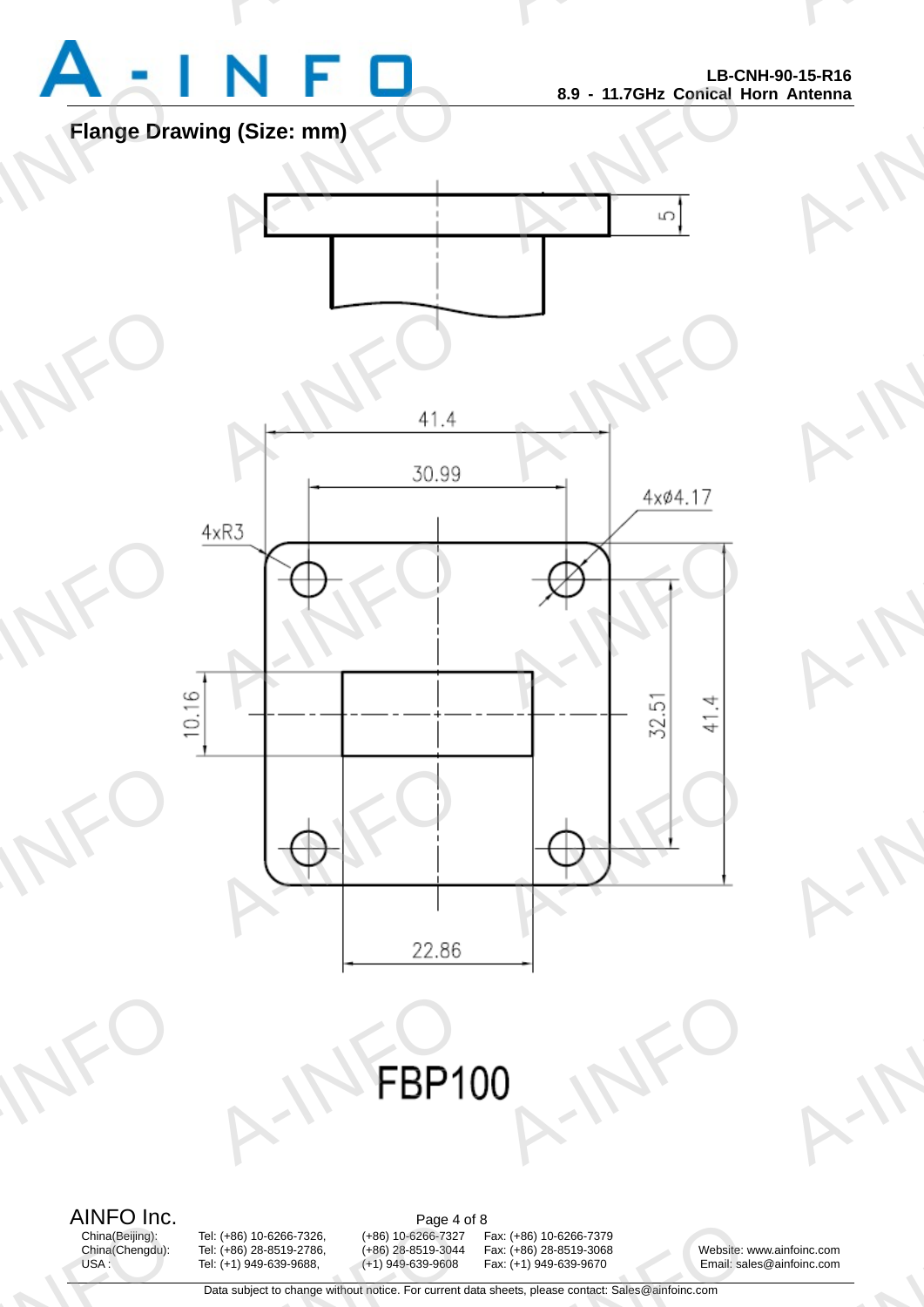## Flange Drawing (Size: mm)

5

41.4

30.99

4xø4.17

4xR3

10.16

32.51

41.4

22.86

FBP100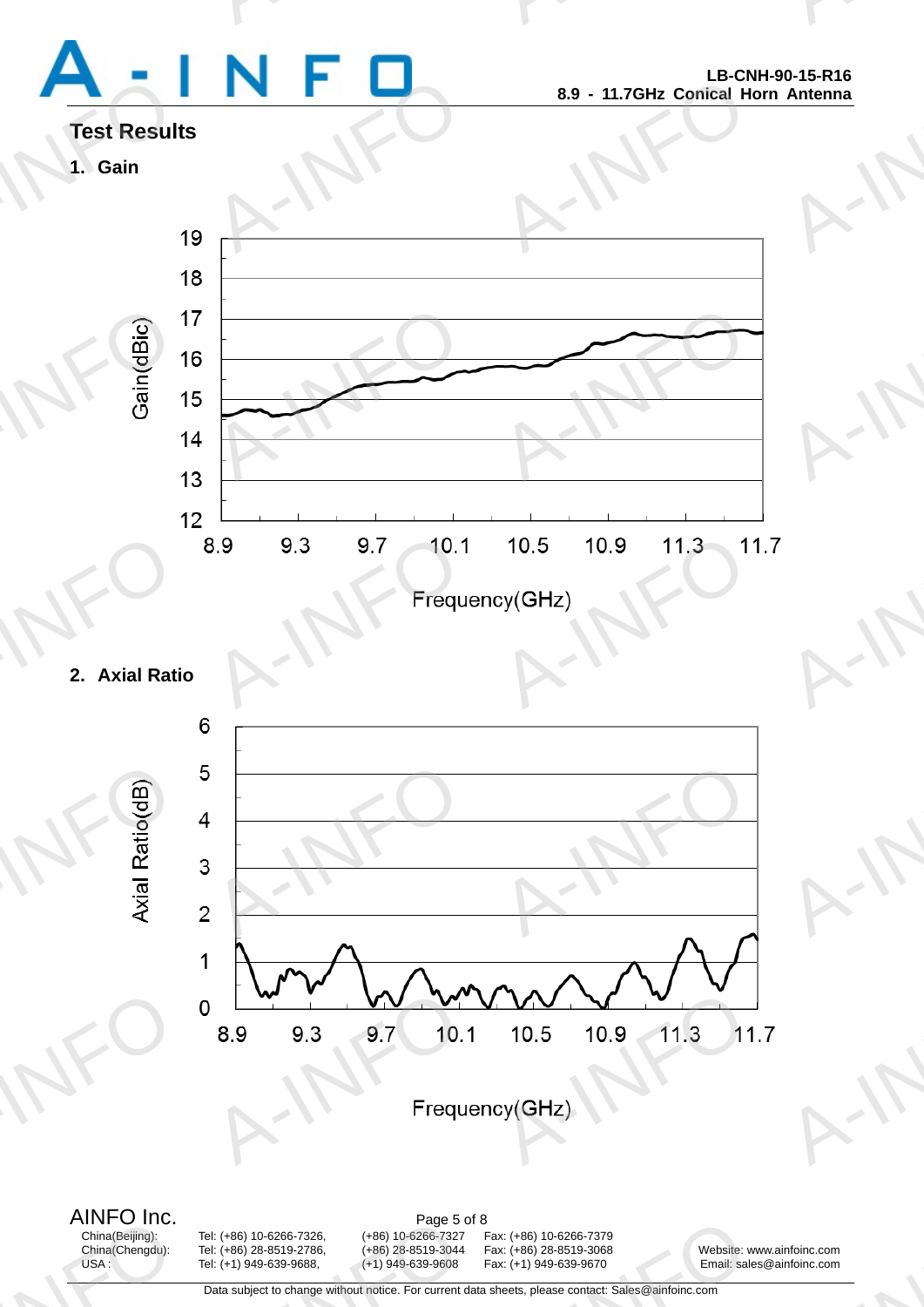# Test Results

## 1. Gain

## 2. Axial Ratio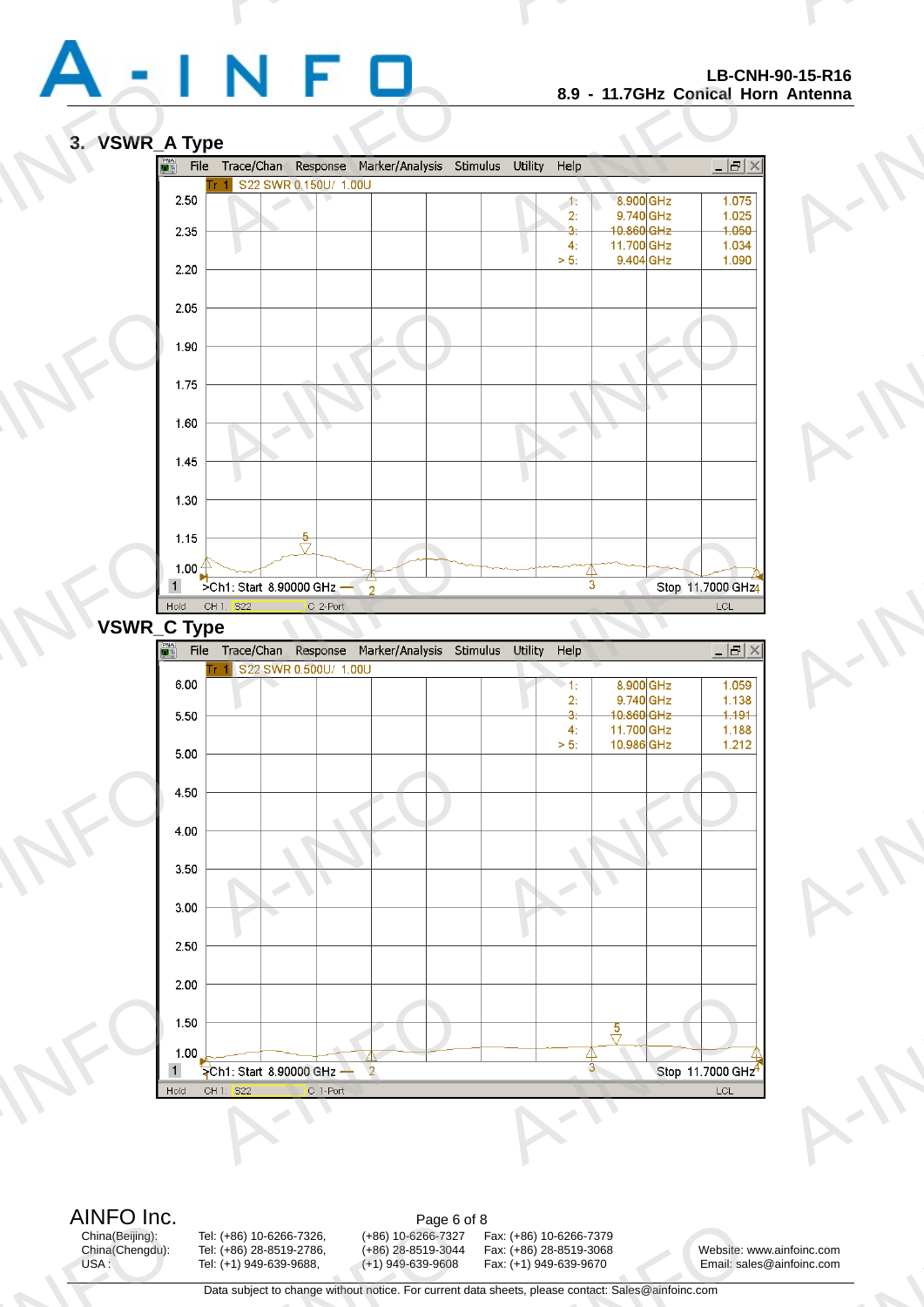## 3. VSWR_A Type

Tr 1 S22 SWR 0.150U/ 1.00U

| Marker | Frequency | SWR |
|---|---|---|
| 1: | 8.900 GHz | 1.075 |
| 2: | 9.740 GHz | 1.025 |
| 3: | 10.860 GHz | 1.050 |
| 4: | 11.700 GHz | 1.034 |
| > 5: | 9.404 GHz | 1.090 |

>Ch1: Start 8.90000 GHz — Stop 11.7000 GHz

## VSWR_C Type

Tr 1 S22 SWR 0.500U/ 1.00U

| Marker | Frequency | SWR |
|---|---|---|
| 1: | 8.900 GHz | 1.059 |
| 2: | 9.740 GHz | 1.138 |
| 3: | 10.860 GHz | 1.191 |
| 4: | 11.700 GHz | 1.188 |
| > 5: | 10.986 GHz | 1.212 |

>Ch1: Start 8.90000 GHz — Stop 11.7000 GHz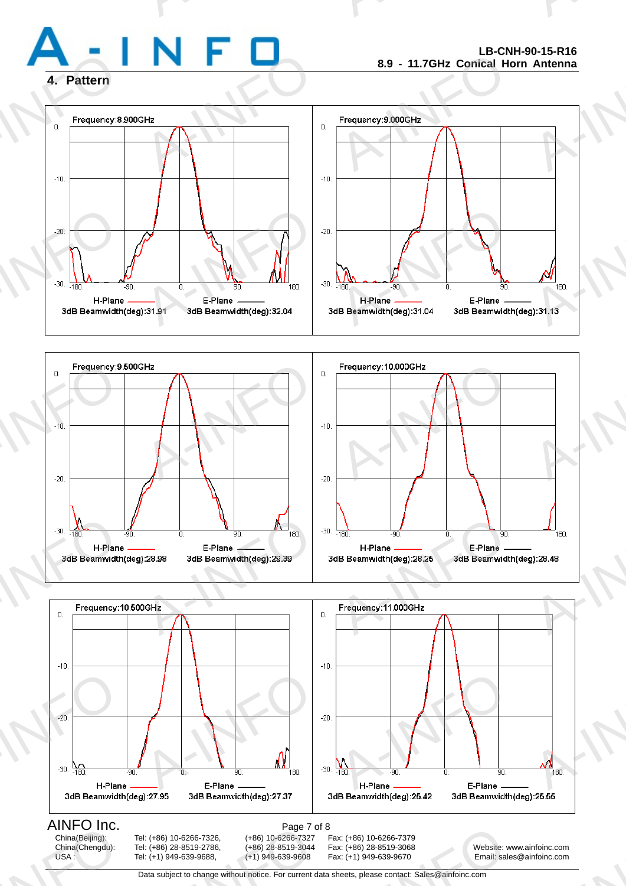## 4. Pattern

Frequency:8.900GHz

H-Plane 3dB Beamwidth(deg):31.91 | E-Plane 3dB Beamwidth(deg):32.04

Frequency:9.000GHz

H-Plane 3dB Beamwidth(deg):31.04 | E-Plane 3dB Beamwidth(deg):31.13

Frequency:9.500GHz

H-Plane 3dB Beamwidth(deg):28.98 | E-Plane 3dB Beamwidth(deg):29.39

Frequency:10.000GHz

H-Plane 3dB Beamwidth(deg):28.25 | E-Plane 3dB Beamwidth(deg):28.48

Frequency:10.500GHz

H-Plane 3dB Beamwidth(deg):27.95 | E-Plane 3dB Beamwidth(deg):27.37

Frequency:11.000GHz

H-Plane 3dB Beamwidth(deg):25.42 | E-Plane 3dB Beamwidth(deg):25.55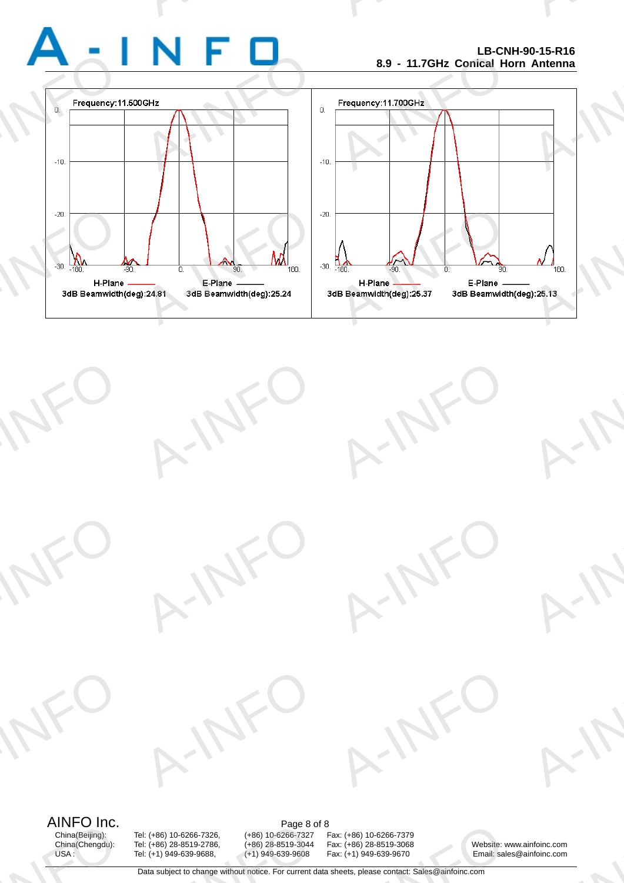Frequency:11.500GHz

0.
-10.
-20.
-30.

-180. -90. 0. 90. 180.

H-Plane
3dB Beamwidth(deg):24.81

E-Plane
3dB Beamwidth(deg):25.24

Frequency:11.700GHz

0.
-10.
-20.
-30.

-180. -90. 0. 90. 180.

H-Plane
3dB Beamwidth(deg):25.37

E-Plane
3dB Beamwidth(deg):25.13